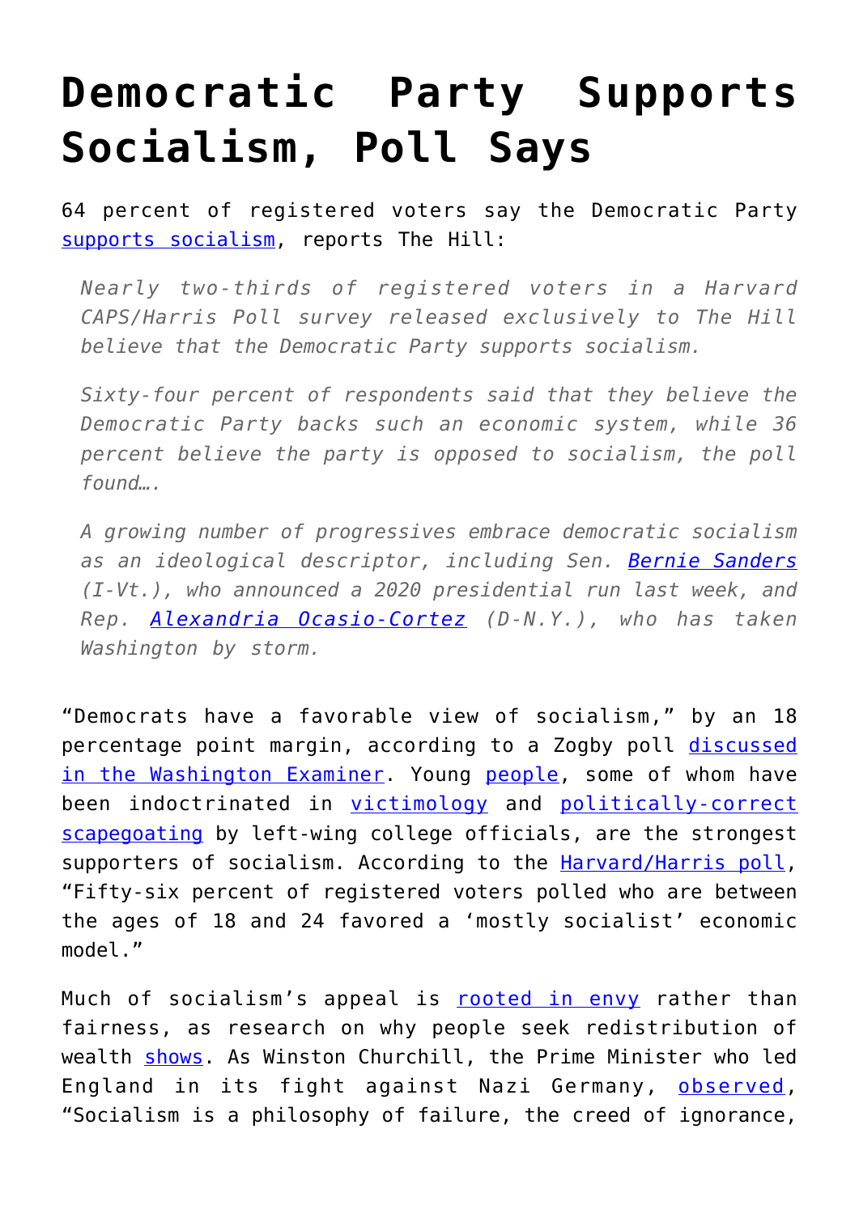# Democratic Party Supports Socialism, Poll Says

64 percent of registered voters say the Democratic Party supports socialism, reports The Hill:

> *Nearly two-thirds of registered voters in a Harvard CAPS/Harris Poll survey released exclusively to The Hill believe that the Democratic Party supports socialism.*
>
> *Sixty-four percent of respondents said that they believe the Democratic Party backs such an economic system, while 36 percent believe the party is opposed to socialism, the poll found….*
>
> *A growing number of progressives embrace democratic socialism as an ideological descriptor, including Sen. Bernie Sanders (I-Vt.), who announced a 2020 presidential run last week, and Rep. Alexandria Ocasio-Cortez (D-N.Y.), who has taken Washington by storm.*

"Democrats have a favorable view of socialism," by an 18 percentage point margin, according to a Zogby poll discussed in the Washington Examiner. Young people, some of whom have been indoctrinated in victimology and politically-correct scapegoating by left-wing college officials, are the strongest supporters of socialism. According to the Harvard/Harris poll, "Fifty-six percent of registered voters polled who are between the ages of 18 and 24 favored a 'mostly socialist' economic model."

Much of socialism's appeal is rooted in envy rather than fairness, as research on why people seek redistribution of wealth shows. As Winston Churchill, the Prime Minister who led England in its fight against Nazi Germany, observed, "Socialism is a philosophy of failure, the creed of ignorance,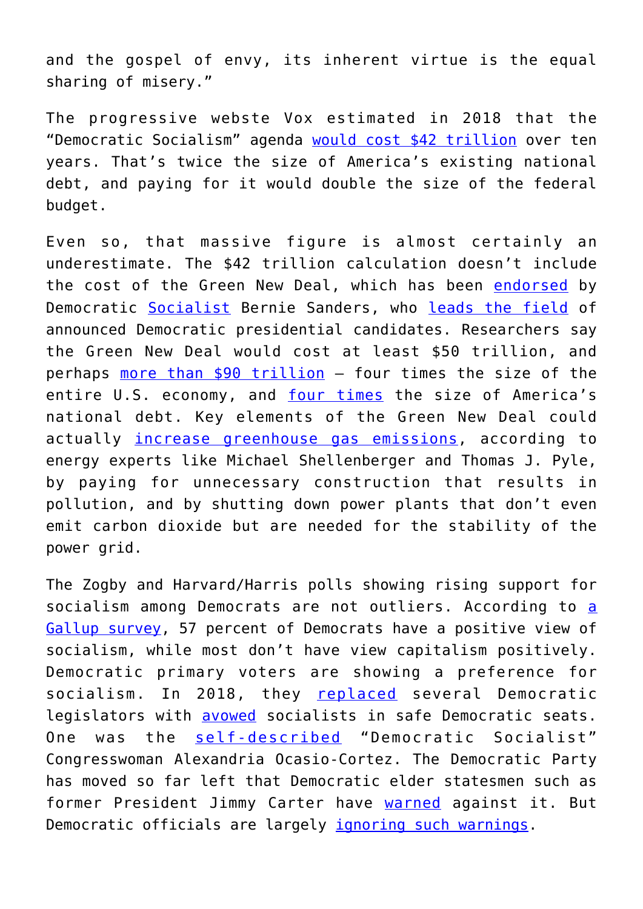and the gospel of envy, its inherent virtue is the equal sharing of misery."

The progressive webste Vox estimated in 2018 that the "Democratic Socialism" agenda would cost $42 trillion over ten years. That's twice the size of America's existing national debt, and paying for it would double the size of the federal budget.

Even so, that massive figure is almost certainly an underestimate. The $42 trillion calculation doesn't include the cost of the Green New Deal, which has been endorsed by Democratic Socialist Bernie Sanders, who leads the field of announced Democratic presidential candidates. Researchers say the Green New Deal would cost at least $50 trillion, and perhaps more than $90 trillion – four times the size of the entire U.S. economy, and four times the size of America's national debt. Key elements of the Green New Deal could actually increase greenhouse gas emissions, according to energy experts like Michael Shellenberger and Thomas J. Pyle, by paying for unnecessary construction that results in pollution, and by shutting down power plants that don't even emit carbon dioxide but are needed for the stability of the power grid.

The Zogby and Harvard/Harris polls showing rising support for socialism among Democrats are not outliers. According to a Gallup survey, 57 percent of Democrats have a positive view of socialism, while most don't have view capitalism positively. Democratic primary voters are showing a preference for socialism. In 2018, they replaced several Democratic legislators with avowed socialists in safe Democratic seats. One was the self-described "Democratic Socialist" Congresswoman Alexandria Ocasio-Cortez. The Democratic Party has moved so far left that Democratic elder statesmen such as former President Jimmy Carter have warned against it. But Democratic officials are largely ignoring such warnings.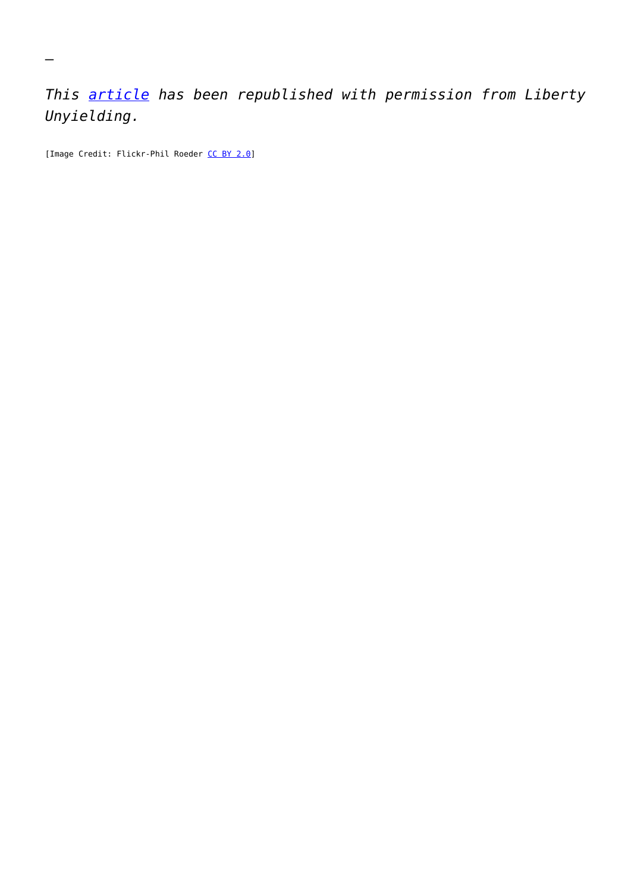—

*This [article](article) has been republished with permission from Liberty Unyielding.*

[Image Credit: Flickr-Phil Roeder [CC BY 2.0](CC BY 2.0)]